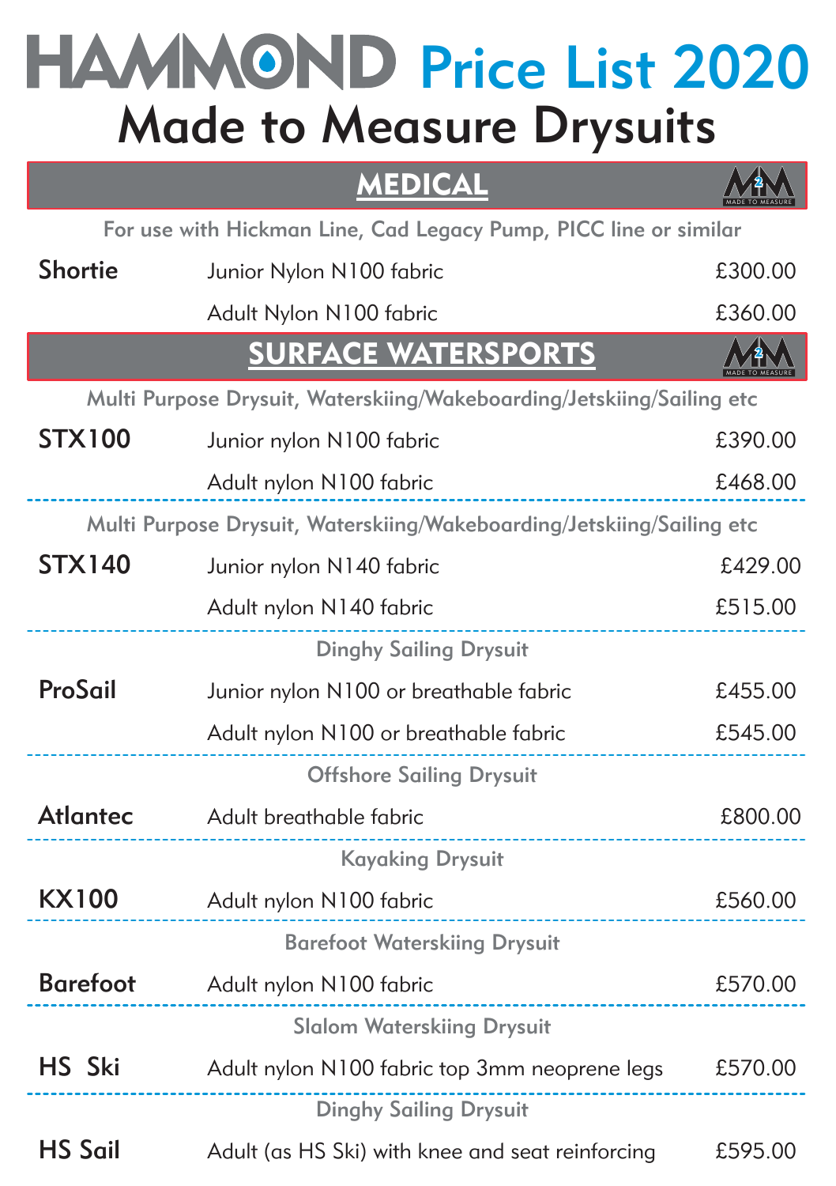# HAMMOND Price List 2020

## Made to Measure Drysuits

## MEDICAL

For use with Hickman Line, Cad Legacy Pump, PICC line or similar

| | | |
|---|---|---|
| **Shortie** | Junior Nylon N100 fabric | £300.00 |
| | Adult Nylon N100 fabric | £360.00 |

## SURFACE WATERSPORTS

Multi Purpose Drysuit, Waterskiing/Wakeboarding/Jetskiing/Sailing etc

| | | |
|---|---|---|
| **STX100** | Junior nylon N100 fabric | £390.00 |
| | Adult nylon N100 fabric | £468.00 |

Multi Purpose Drysuit, Waterskiing/Wakeboarding/Jetskiing/Sailing etc

| | | |
|---|---|---|
| **STX140** | Junior nylon N140 fabric | £429.00 |
| | Adult nylon N140 fabric | £515.00 |

Dinghy Sailing Drysuit

| | | |
|---|---|---|
| **ProSail** | Junior nylon N100 or breathable fabric | £455.00 |
| | Adult nylon N100 or breathable fabric | £545.00 |

Offshore Sailing Drysuit

| | | |
|---|---|---|
| **Atlantec** | Adult breathable fabric | £800.00 |

Kayaking Drysuit

| | | |
|---|---|---|
| **KX100** | Adult nylon N100 fabric | £560.00 |

Barefoot Waterskiing Drysuit

| | | |
|---|---|---|
| **Barefoot** | Adult nylon N100 fabric | £570.00 |

Slalom Waterskiing Drysuit

| | | |
|---|---|---|
| **HS Ski** | Adult nylon N100 fabric top 3mm neoprene legs | £570.00 |

Dinghy Sailing Drysuit

| | | |
|---|---|---|
| **HS Sail** | Adult (as HS Ski) with knee and seat reinforcing | £595.00 |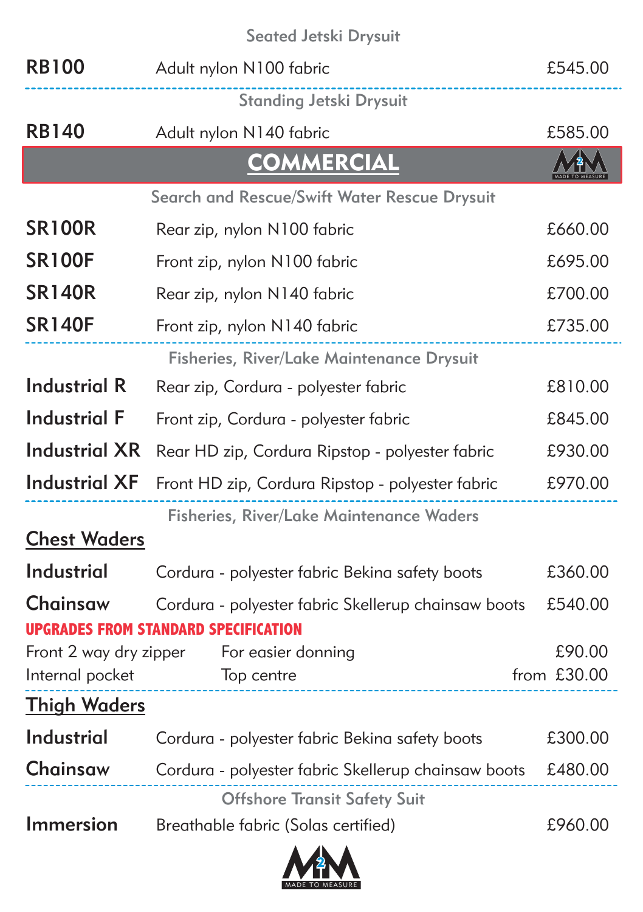### Seated Jetski Drysuit

| | | |
|---|---|---|
| **RB100** | Adult nylon N100 fabric | £545.00 |

### Standing Jetski Drysuit

| | | |
|---|---|---|
| **RB140** | Adult nylon N140 fabric | £585.00 |

## COMMERCIAL

### Search and Rescue/Swift Water Rescue Drysuit

| | | |
|---|---|---|
| **SR100R** | Rear zip, nylon N100 fabric | £660.00 |
| **SR100F** | Front zip, nylon N100 fabric | £695.00 |
| **SR140R** | Rear zip, nylon N140 fabric | £700.00 |
| **SR140F** | Front zip, nylon N140 fabric | £735.00 |

### Fisheries, River/Lake Maintenance Drysuit

| | | |
|---|---|---|
| **Industrial R** | Rear zip, Cordura - polyester fabric | £810.00 |
| **Industrial F** | Front zip, Cordura - polyester fabric | £845.00 |
| **Industrial XR** | Rear HD zip, Cordura Ripstop - polyester fabric | £930.00 |
| **Industrial XF** | Front HD zip, Cordura Ripstop - polyester fabric | £970.00 |

### Fisheries, River/Lake Maintenance Waders

**Chest Waders**

| | | |
|---|---|---|
| **Industrial** | Cordura - polyester fabric Bekina safety boots | £360.00 |
| **Chainsaw** | Cordura - polyester fabric Skellerup chainsaw boots | £540.00 |

**UPGRADES FROM STANDARD SPECIFICATION**

| | | |
|---|---|---|
| Front 2 way dry zipper | For easier donning | £90.00 |
| Internal pocket | Top centre | from £30.00 |

**Thigh Waders**

| | | |
|---|---|---|
| **Industrial** | Cordura - polyester fabric Bekina safety boots | £300.00 |
| **Chainsaw** | Cordura - polyester fabric Skellerup chainsaw boots | £480.00 |

### Offshore Transit Safety Suit

| | | |
|---|---|---|
| **Immersion** | Breathable fabric (Solas certified) | £960.00 |

M2M MADE TO MEASURE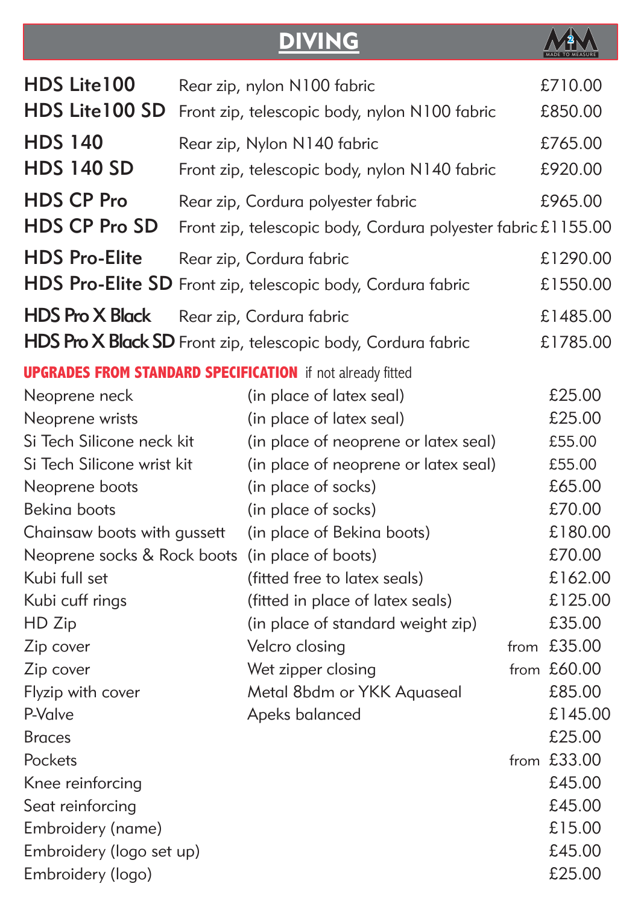# DIVING

| | | |
|---|---|---|
| **HDS Lite100** | Rear zip, nylon N100 fabric | £710.00 |
| **HDS Lite100 SD** | Front zip, telescopic body, nylon N100 fabric | £850.00 |
| **HDS 140** | Rear zip, Nylon N140 fabric | £765.00 |
| **HDS 140 SD** | Front zip, telescopic body, nylon N140 fabric | £920.00 |
| **HDS CP Pro** | Rear zip, Cordura polyester fabric | £965.00 |
| **HDS CP Pro SD** | Front zip, telescopic body, Cordura polyester fabric | £1155.00 |
| **HDS Pro-Elite** | Rear zip, Cordura fabric | £1290.00 |
| **HDS Pro-Elite SD** | Front zip, telescopic body, Cordura fabric | £1550.00 |
| **HDS Pro X Black** | Rear zip, Cordura fabric | £1485.00 |
| **HDS Pro X Black SD** | Front zip, telescopic body, Cordura fabric | £1785.00 |

## UPGRADES FROM STANDARD SPECIFICATION if not already fitted

| | | |
|---|---|---|
| Neoprene neck | (in place of latex seal) | £25.00 |
| Neoprene wrists | (in place of latex seal) | £25.00 |
| Si Tech Silicone neck kit | (in place of neoprene or latex seal) | £55.00 |
| Si Tech Silicone wrist kit | (in place of neoprene or latex seal) | £55.00 |
| Neoprene boots | (in place of socks) | £65.00 |
| Bekina boots | (in place of socks) | £70.00 |
| Chainsaw boots with gussett | (in place of Bekina boots) | £180.00 |
| Neoprene socks & Rock boots | (in place of boots) | £70.00 |
| Kubi full set | (fitted free to latex seals) | £162.00 |
| Kubi cuff rings | (fitted in place of latex seals) | £125.00 |
| HD Zip | (in place of standard weight zip) | £35.00 |
| Zip cover | Velcro closing | from £35.00 |
| Zip cover | Wet zipper closing | from £60.00 |
| Flyzip with cover | Metal 8bdm or YKK Aquaseal | £85.00 |
| P-Valve | Apeks balanced | £145.00 |
| Braces | | £25.00 |
| Pockets | | from £33.00 |
| Knee reinforcing | | £45.00 |
| Seat reinforcing | | £45.00 |
| Embroidery (name) | | £15.00 |
| Embroidery (logo set up) | | £45.00 |
| Embroidery (logo) | | £25.00 |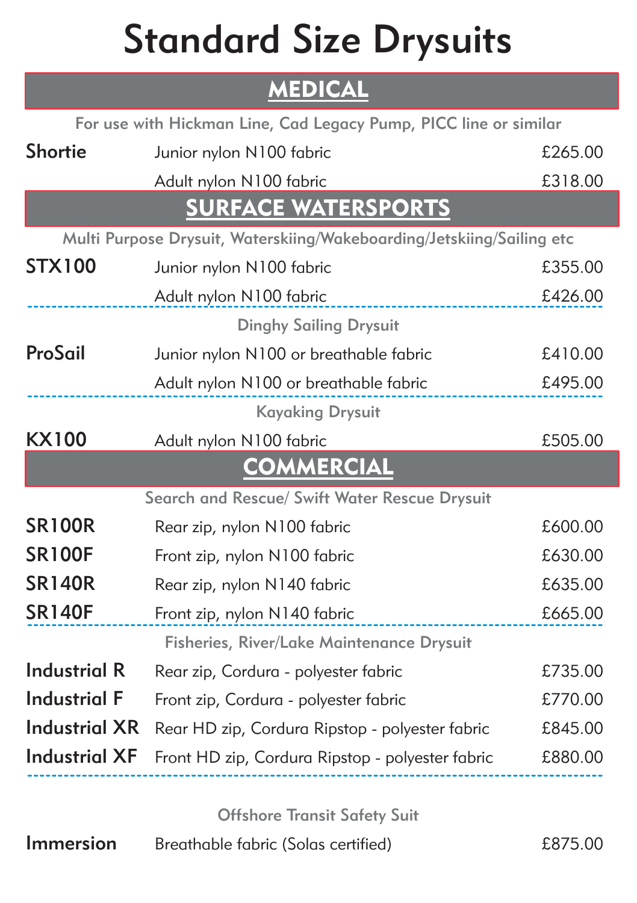# Standard Size Drysuits

## MEDICAL

For use with Hickman Line, Cad Legacy Pump, PICC line or similar

| | | |
|---|---|---|
| **Shortie** | Junior nylon N100 fabric | £265.00 |
| | Adult nylon N100 fabric | £318.00 |

## SURFACE WATERSPORTS

Multi Purpose Drysuit, Waterskiing/Wakeboarding/Jetskiing/Sailing etc

| | | |
|---|---|---|
| **STX100** | Junior nylon N100 fabric | £355.00 |
| | Adult nylon N100 fabric | £426.00 |

Dinghy Sailing Drysuit

| | | |
|---|---|---|
| **ProSail** | Junior nylon N100 or breathable fabric | £410.00 |
| | Adult nylon N100 or breathable fabric | £495.00 |

Kayaking Drysuit

| | | |
|---|---|---|
| **KX100** | Adult nylon N100 fabric | £505.00 |

## COMMERCIAL

Search and Rescue/ Swift Water Rescue Drysuit

| | | |
|---|---|---|
| **SR100R** | Rear zip, nylon N100 fabric | £600.00 |
| **SR100F** | Front zip, nylon N100 fabric | £630.00 |
| **SR140R** | Rear zip, nylon N140 fabric | £635.00 |
| **SR140F** | Front zip, nylon N140 fabric | £665.00 |

Fisheries, River/Lake Maintenance Drysuit

| | | |
|---|---|---|
| **Industrial R** | Rear zip, Cordura - polyester fabric | £735.00 |
| **Industrial F** | Front zip, Cordura - polyester fabric | £770.00 |
| **Industrial XR** | Rear HD zip, Cordura Ripstop - polyester fabric | £845.00 |
| **Industrial XF** | Front HD zip, Cordura Ripstop - polyester fabric | £880.00 |

Offshore Transit Safety Suit

| | | |
|---|---|---|
| **Immersion** | Breathable fabric (Solas certified) | £875.00 |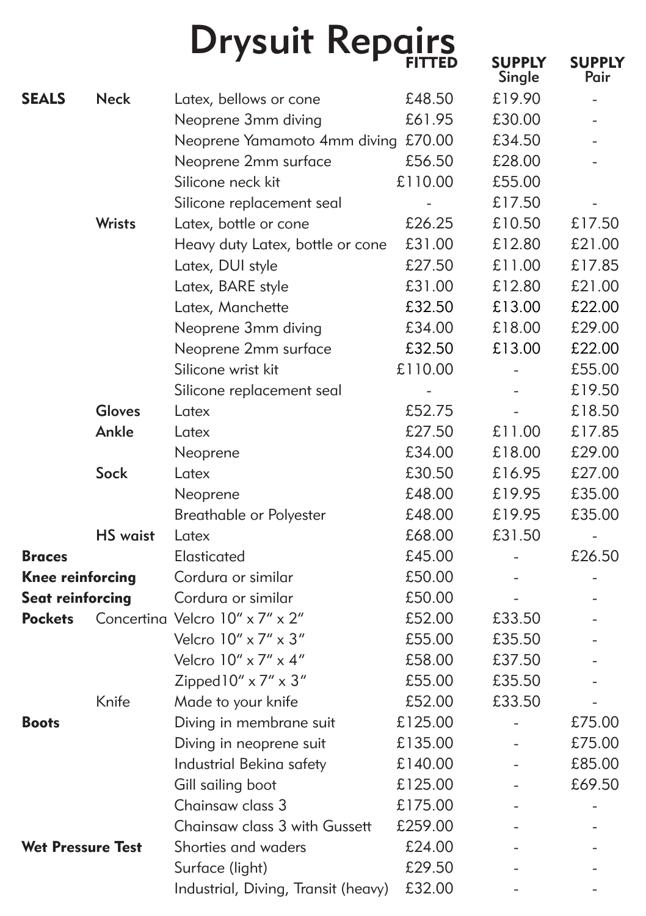# Drysuit Repairs

| | | | FITTED | SUPPLY Single | SUPPLY Pair |
|---|---|---|---|---|---|
| **SEALS** | **Neck** | Latex, bellows or cone | £48.50 | £19.90 | - |
| | | Neoprene 3mm diving | £61.95 | £30.00 | - |
| | | Neoprene Yamamoto 4mm diving | £70.00 | £34.50 | - |
| | | Neoprene 2mm surface | £56.50 | £28.00 | - |
| | | Silicone neck kit | £110.00 | £55.00 | |
| | | Silicone replacement seal | - | £17.50 | - |
| | **Wrists** | Latex, bottle or cone | £26.25 | £10.50 | £17.50 |
| | | Heavy duty Latex, bottle or cone | £31.00 | £12.80 | £21.00 |
| | | Latex, DUI style | £27.50 | £11.00 | £17.85 |
| | | Latex, BARE style | £31.00 | £12.80 | £21.00 |
| | | Latex, Manchette | £32.50 | £13.00 | £22.00 |
| | | Neoprene 3mm diving | £34.00 | £18.00 | £29.00 |
| | | Neoprene 2mm surface | £32.50 | £13.00 | £22.00 |
| | | Silicone wrist kit | £110.00 | - | £55.00 |
| | | Silicone replacement seal | - | - | £19.50 |
| | **Gloves** | Latex | £52.75 | - | £18.50 |
| | **Ankle** | Latex | £27.50 | £11.00 | £17.85 |
| | | Neoprene | £34.00 | £18.00 | £29.00 |
| | **Sock** | Latex | £30.50 | £16.95 | £27.00 |
| | | Neoprene | £48.00 | £19.95 | £35.00 |
| | | Breathable or Polyester | £48.00 | £19.95 | £35.00 |
| | **HS waist** | Latex | £68.00 | £31.50 | - |
| **Braces** | | Elasticated | £45.00 | - | £26.50 |
| **Knee reinforcing** | | Cordura or similar | £50.00 | - | - |
| **Seat reinforcing** | | Cordura or similar | £50.00 | - | - |
| **Pockets** | Concertina | Velcro 10″ x 7″ x 2″ | £52.00 | £33.50 | - |
| | | Velcro 10″ x 7″ x 3″ | £55.00 | £35.50 | - |
| | | Velcro 10″ x 7″ x 4″ | £58.00 | £37.50 | - |
| | | Zipped10″ x 7″ x 3″ | £55.00 | £35.50 | - |
| | Knife | Made to your knife | £52.00 | £33.50 | - |
| **Boots** | | Diving in membrane suit | £125.00 | - | £75.00 |
| | | Diving in neoprene suit | £135.00 | - | £75.00 |
| | | Industrial Bekina safety | £140.00 | - | £85.00 |
| | | Gill sailing boot | £125.00 | - | £69.50 |
| | | Chainsaw class 3 | £175.00 | - | - |
| | | Chainsaw class 3 with Gussett | £259.00 | - | - |
| **Wet Pressure Test** | | Shorties and waders | £24.00 | - | - |
| | | Surface (light) | £29.50 | - | - |
| | | Industrial, Diving, Transit (heavy) | £32.00 | - | - |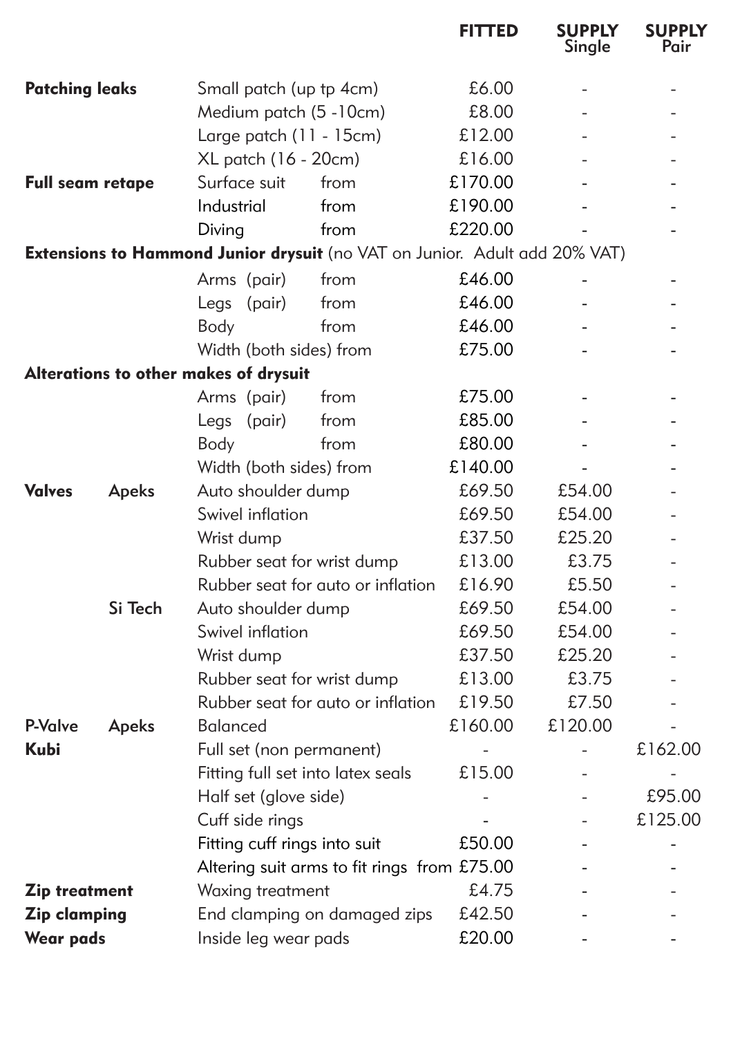| | | | | FITTED | SUPPLY Single | SUPPLY Pair |
|---|---|---|---|---|---|---|
| **Patching leaks** | | Small patch (up tp 4cm) | | £6.00 | - | - |
| | | Medium patch (5 -10cm) | | £8.00 | - | - |
| | | Large patch (11 - 15cm) | | £12.00 | - | - |
| | | XL patch (16 - 20cm) | | £16.00 | - | - |
| **Full seam retape** | | Surface suit | from | £170.00 | - | - |
| | | Industrial | from | £190.00 | - | - |
| | | Diving | from | £220.00 | - | - |
| **Extensions to Hammond Junior drysuit** (no VAT on Junior. Adult add 20% VAT) | | | | | | |
| | | Arms (pair) | from | £46.00 | - | - |
| | | Legs (pair) | from | £46.00 | - | - |
| | | Body | from | £46.00 | - | - |
| | | Width (both sides) | from | £75.00 | - | - |
| **Alterations to other makes of drysuit** | | | | | | |
| | | Arms (pair) | from | £75.00 | - | - |
| | | Legs (pair) | from | £85.00 | - | - |
| | | Body | from | £80.00 | - | - |
| | | Width (both sides) | from | £140.00 | - | - |
| **Valves** | **Apeks** | Auto shoulder dump | | £69.50 | £54.00 | - |
| | | Swivel inflation | | £69.50 | £54.00 | - |
| | | Wrist dump | | £37.50 | £25.20 | - |
| | | Rubber seat for wrist dump | | £13.00 | £3.75 | - |
| | | Rubber seat for auto or inflation | | £16.90 | £5.50 | - |
| | **Si Tech** | Auto shoulder dump | | £69.50 | £54.00 | - |
| | | Swivel inflation | | £69.50 | £54.00 | - |
| | | Wrist dump | | £37.50 | £25.20 | - |
| | | Rubber seat for wrist dump | | £13.00 | £3.75 | - |
| | | Rubber seat for auto or inflation | | £19.50 | £7.50 | - |
| **P-Valve** | **Apeks** | Balanced | | £160.00 | £120.00 | - |
| **Kubi** | | Full set (non permanent) | | - | - | £162.00 |
| | | Fitting full set into latex seals | | £15.00 | - | - |
| | | Half set (glove side) | | - | - | £95.00 |
| | | Cuff side rings | | - | - | £125.00 |
| | | Fitting cuff rings into suit | | £50.00 | - | - |
| | | Altering suit arms to fit rings | from | £75.00 | - | - |
| **Zip treatment** | | Waxing treatment | | £4.75 | - | - |
| **Zip clamping** | | End clamping on damaged zips | | £42.50 | - | - |
| **Wear pads** | | Inside leg wear pads | | £20.00 | - | - |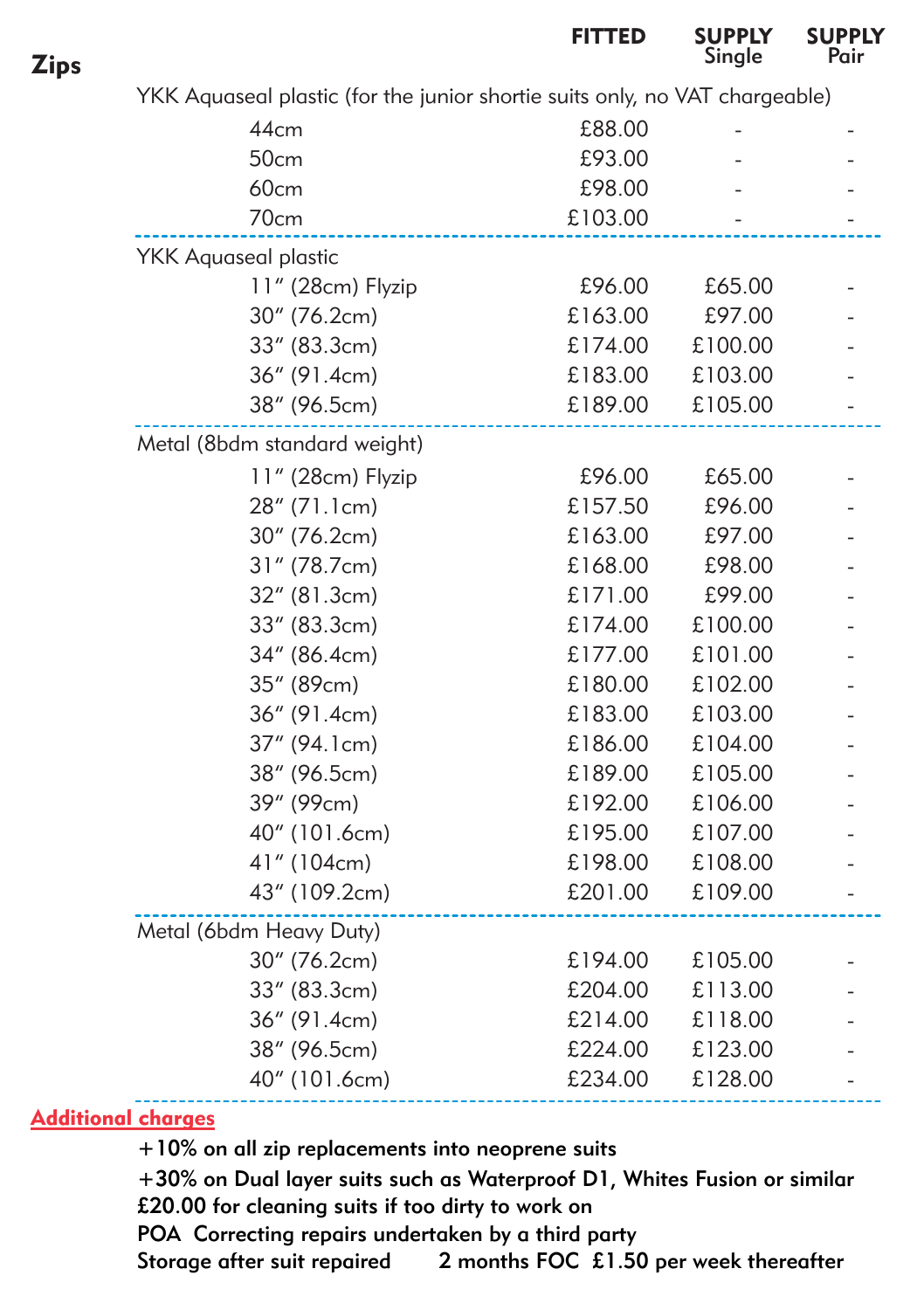## Zips

| | FITTED | SUPPLY Single | SUPPLY Pair |
|---|---|---|---|
| **YKK Aquaseal plastic (for the junior shortie suits only, no VAT chargeable)** | | | |
| 44cm | £88.00 | - | - |
| 50cm | £93.00 | - | - |
| 60cm | £98.00 | - | - |
| 70cm | £103.00 | - | - |
| **YKK Aquaseal plastic** | | | |
| 11″ (28cm) Flyzip | £96.00 | £65.00 | - |
| 30″ (76.2cm) | £163.00 | £97.00 | - |
| 33″ (83.3cm) | £174.00 | £100.00 | - |
| 36″ (91.4cm) | £183.00 | £103.00 | - |
| 38″ (96.5cm) | £189.00 | £105.00 | - |
| **Metal (8bdm standard weight)** | | | |
| 11″ (28cm) Flyzip | £96.00 | £65.00 | - |
| 28″ (71.1cm) | £157.50 | £96.00 | - |
| 30″ (76.2cm) | £163.00 | £97.00 | - |
| 31″ (78.7cm) | £168.00 | £98.00 | - |
| 32″ (81.3cm) | £171.00 | £99.00 | - |
| 33″ (83.3cm) | £174.00 | £100.00 | - |
| 34″ (86.4cm) | £177.00 | £101.00 | - |
| 35″ (89cm) | £180.00 | £102.00 | - |
| 36″ (91.4cm) | £183.00 | £103.00 | - |
| 37″ (94.1cm) | £186.00 | £104.00 | - |
| 38″ (96.5cm) | £189.00 | £105.00 | - |
| 39″ (99cm) | £192.00 | £106.00 | - |
| 40″ (101.6cm) | £195.00 | £107.00 | - |
| 41″ (104cm) | £198.00 | £108.00 | - |
| 43″ (109.2cm) | £201.00 | £109.00 | - |
| **Metal (6bdm Heavy Duty)** | | | |
| 30″ (76.2cm) | £194.00 | £105.00 | - |
| 33″ (83.3cm) | £204.00 | £113.00 | - |
| 36″ (91.4cm) | £214.00 | £118.00 | - |
| 38″ (96.5cm) | £224.00 | £123.00 | - |
| 40″ (101.6cm) | £234.00 | £128.00 | - |

### Additional charges

**+10% on all zip replacements into neoprene suits**

**+30% on Dual layer suits such as Waterproof D1, Whites Fusion or similar**

**£20.00 for cleaning suits if too dirty to work on**

**POA Correcting repairs undertaken by a third party**

**Storage after suit repaired — 2 months FOC £1.50 per week thereafter**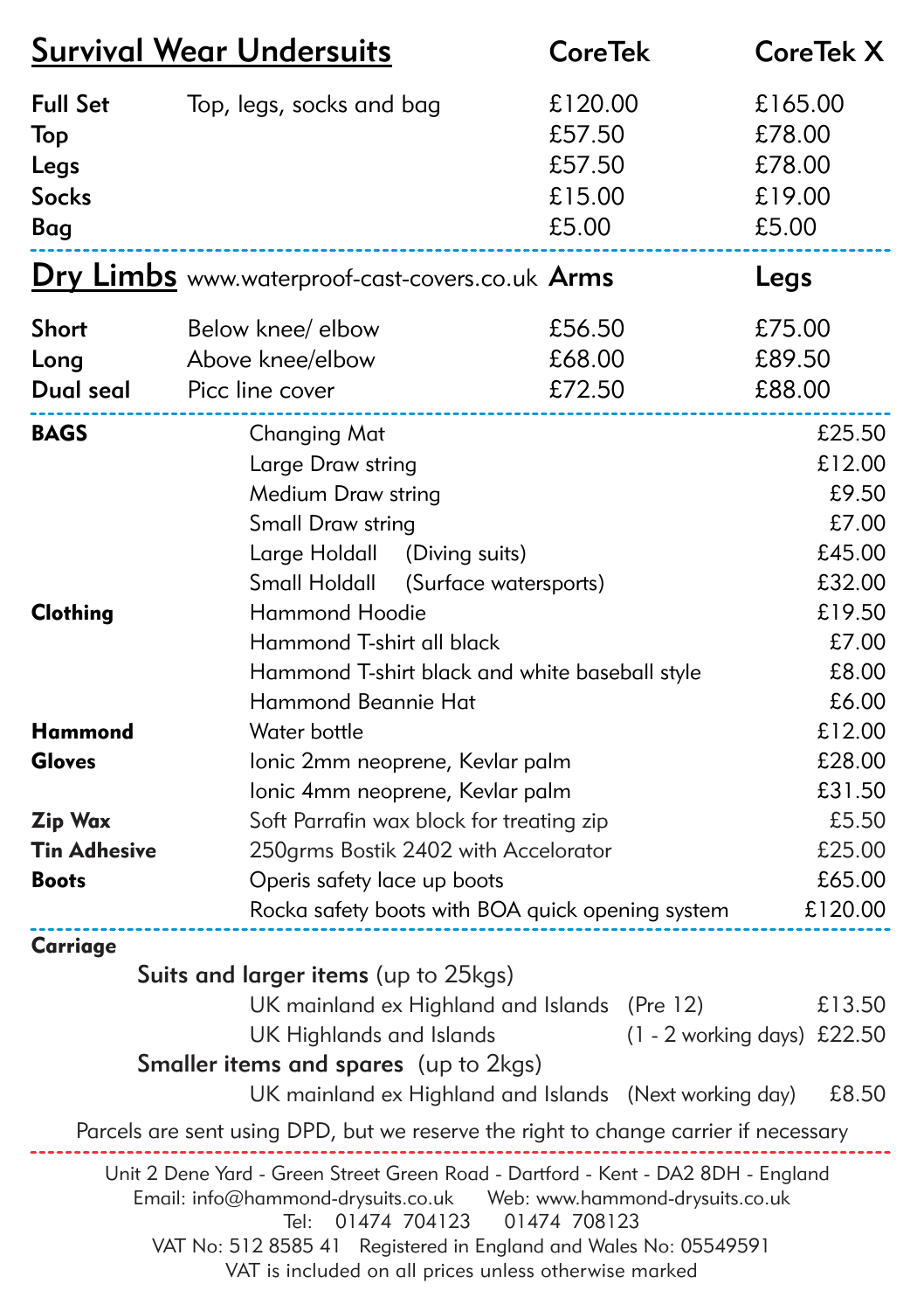## Survival Wear Undersuits

| | | CoreTek | CoreTek X |
|---|---|---|---|
| **Full Set** | Top, legs, socks and bag | £120.00 | £165.00 |
| **Top** | | £57.50 | £78.00 |
| **Legs** | | £57.50 | £78.00 |
| **Socks** | | £15.00 | £19.00 |
| **Bag** | | £5.00 | £5.00 |

## Dry Limbs www.waterproof-cast-covers.co.uk

| | | Arms | Legs |
|---|---|---|---|
| **Short** | Below knee/ elbow | £56.50 | £75.00 |
| **Long** | Above knee/elbow | £68.00 | £89.50 |
| **Dual seal** | Picc line cover | £72.50 | £88.00 |

| | | |
|---|---|---|
| **BAGS** | Changing Mat | £25.50 |
| | Large Draw string | £12.00 |
| | Medium Draw string | £9.50 |
| | Small Draw string | £7.00 |
| | Large Holdall (Diving suits) | £45.00 |
| | Small Holdall (Surface watersports) | £32.00 |
| **Clothing** | Hammond Hoodie | £19.50 |
| | Hammond T-shirt all black | £7.00 |
| | Hammond T-shirt black and white baseball style | £8.00 |
| | Hammond Beannie Hat | £6.00 |
| **Hammond** | Water bottle | £12.00 |
| **Gloves** | Ionic 2mm neoprene, Kevlar palm | £28.00 |
| | Ionic 4mm neoprene, Kevlar palm | £31.50 |
| **Zip Wax** | Soft Parrafin wax block for treating zip | £5.50 |
| **Tin Adhesive** | 250grms Bostik 2402 with Accelorator | £25.00 |
| **Boots** | Operis safety lace up boots | £65.00 |
| | Rocka safety boots with BOA quick opening system | £120.00 |

**Carriage**

**Suits and larger items** (up to 25kgs)

| | | |
|---|---|---|
| UK mainland ex Highland and Islands | (Pre 12) | £13.50 |
| UK Highlands and Islands | (1 - 2 working days) | £22.50 |

**Smaller items and spares** (up to 2kgs)

| | | |
|---|---|---|
| UK mainland ex Highland and Islands | (Next working day) | £8.50 |

Parcels are sent using DPD, but we reserve the right to change carrier if necessary

Unit 2 Dene Yard - Green Street Green Road - Dartford - Kent - DA2 8DH - England
Email: info@hammond-drysuits.co.uk Web: www.hammond-drysuits.co.uk
Tel: 01474 704123 01474 708123
VAT No: 512 8585 41 Registered in England and Wales No: 05549591
VAT is included on all prices unless otherwise marked